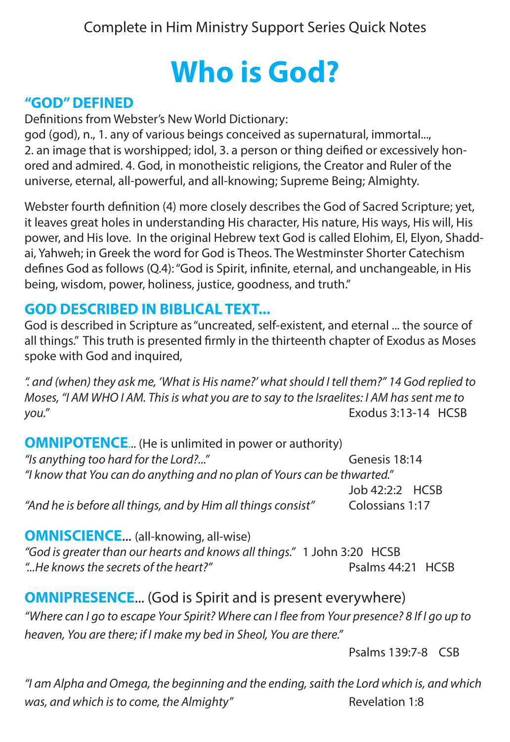Complete in Him Ministry Support Series Quick Notes

# Who is God?

## "GOD" DEFINED

Definitions from Webster's New World Dictionary:
god (god), n., 1. any of various beings conceived as supernatural, immortal..., 2. an image that is worshipped; idol, 3. a person or thing deified or excessively honored and admired. 4. God, in monotheistic religions, the Creator and Ruler of the universe, eternal, all-powerful, and all-knowing; Supreme Being; Almighty.

Webster fourth definition (4) more closely describes the God of Sacred Scripture; yet, it leaves great holes in understanding His character, His nature, His ways, His will, His power, and His love. In the original Hebrew text God is called Elohim, El, Elyon, Shaddai, Yahweh; in Greek the word for God is Theos. The Westminster Shorter Catechism defines God as follows (Q.4): "God is Spirit, infinite, eternal, and unchangeable, in His being, wisdom, power, holiness, justice, goodness, and truth."

## GOD DESCRIBED IN BIBLICAL TEXT...

God is described in Scripture as "uncreated, self-existent, and eternal ... the source of all things." This truth is presented firmly in the thirteenth chapter of Exodus as Moses spoke with God and inquired,

*". and (when) they ask me, 'What is His name?' what should I tell them?" 14 God replied to Moses, "I AM WHO I AM. This is what you are to say to the Israelites: I AM has sent me to you."* Exodus 3:13-14 HCSB

**OMNIPOTENCE**... (He is unlimited in power or authority)

*"Is anything too hard for the Lord?..."* Genesis 18:14

*"I know that You can do anything and no plan of Yours can be thwarted."* Job 42:2:2 HCSB

*"And he is before all things, and by Him all things consist"* Colossians 1:17

**OMNISCIENCE...** (all-knowing, all-wise)

*"God is greater than our hearts and knows all things."* 1 John 3:20 HCSB

*"...He knows the secrets of the heart?"* Psalms 44:21 HCSB

**OMNIPRESENCE**... (God is Spirit and is present everywhere)

*"Where can I go to escape Your Spirit? Where can I flee from Your presence? 8 If I go up to heaven, You are there; if I make my bed in Sheol, You are there."* Psalms 139:7-8 CSB

*"I am Alpha and Omega, the beginning and the ending, saith the Lord which is, and which was, and which is to come, the Almighty"* Revelation 1:8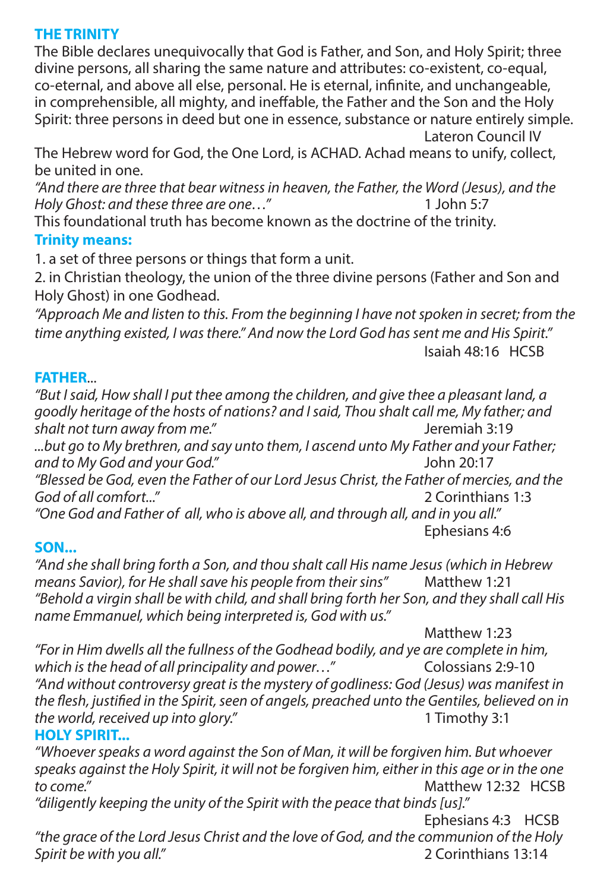## THE TRINITY

The Bible declares unequivocally that God is Father, and Son, and Holy Spirit; three divine persons, all sharing the same nature and attributes: co-existent, co-equal, co-eternal, and above all else, personal. He is eternal, infinite, and unchangeable, in comprehensible, all mighty, and ineffable, the Father and the Son and the Holy Spirit: three persons in deed but one in essence, substance or nature entirely simple.

Lateron Council IV

The Hebrew word for God, the One Lord, is ACHAD. Achad means to unify, collect, be united in one.

*"And there are three that bear witness in heaven, the Father, the Word (Jesus), and the Holy Ghost: and these three are one…"* 1 John 5:7

This foundational truth has become known as the doctrine of the trinity.

### Trinity means:

1. a set of three persons or things that form a unit.
2. in Christian theology, the union of the three divine persons (Father and Son and Holy Ghost) in one Godhead.

*"Approach Me and listen to this. From the beginning I have not spoken in secret; from the time anything existed, I was there." And now the Lord God has sent me and His Spirit."*

Isaiah 48:16 HCSB

### FATHER...

*"But I said, How shall I put thee among the children, and give thee a pleasant land, a goodly heritage of the hosts of nations? and I said, Thou shalt call me, My father; and shalt not turn away from me."* Jeremiah 3:19

*...but go to My brethren, and say unto them, I ascend unto My Father and your Father; and to My God and your God."* John 20:17

*"Blessed be God, even the Father of our Lord Jesus Christ, the Father of mercies, and the God of all comfort..."* 2 Corinthians 1:3

*"One God and Father of all, who is above all, and through all, and in you all."*

Ephesians 4:6

### SON...

*"And she shall bring forth a Son, and thou shalt call His name Jesus (which in Hebrew means Savior), for He shall save his people from their sins"* Matthew 1:21

*"Behold a virgin shall be with child, and shall bring forth her Son, and they shall call His name Emmanuel, which being interpreted is, God with us."*

Matthew 1:23

*"For in Him dwells all the fullness of the Godhead bodily, and ye are complete in him, which is the head of all principality and power…"* Colossians 2:9-10

*"And without controversy great is the mystery of godliness: God (Jesus) was manifest in the flesh, justified in the Spirit, seen of angels, preached unto the Gentiles, believed on in the world, received up into glory."* 1 Timothy 3:1

### HOLY SPIRIT...

*"Whoever speaks a word against the Son of Man, it will be forgiven him. But whoever speaks against the Holy Spirit, it will not be forgiven him, either in this age or in the one to come."* Matthew 12:32 HCSB

*"diligently keeping the unity of the Spirit with the peace that binds [us]."*

Ephesians 4:3 HCSB

*"the grace of the Lord Jesus Christ and the love of God, and the communion of the Holy Spirit be with you all."* 2 Corinthians 13:14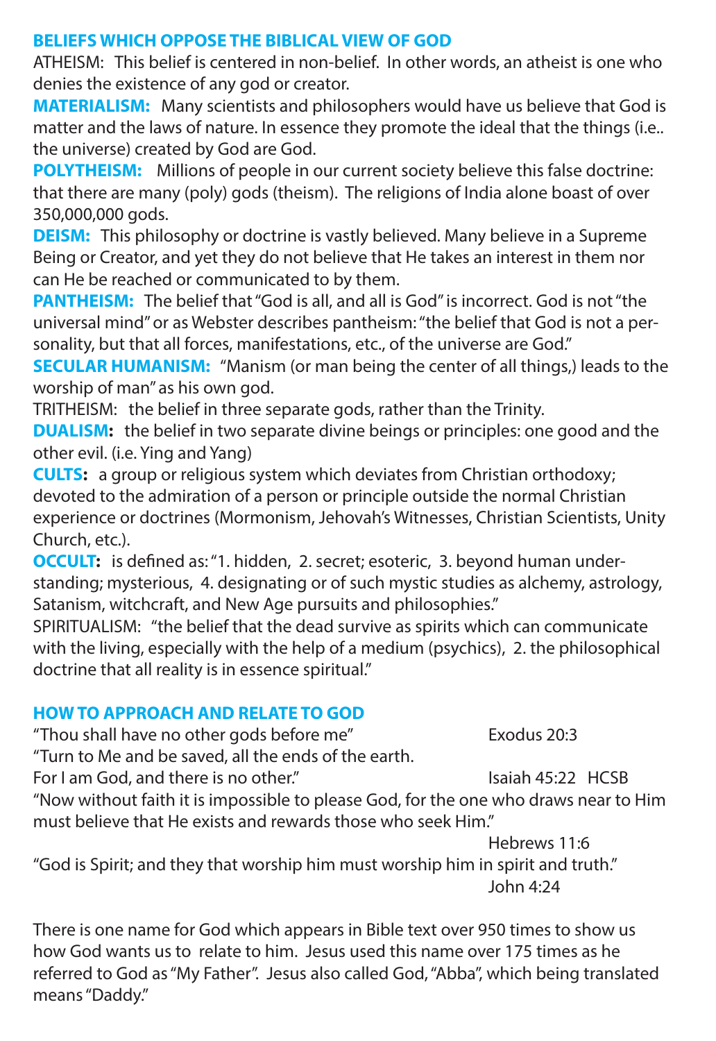## BELIEFS WHICH OPPOSE THE BIBLICAL VIEW OF GOD

ATHEISM: This belief is centered in non-belief. In other words, an atheist is one who denies the existence of any god or creator.

**MATERIALISM:** Many scientists and philosophers would have us believe that God is matter and the laws of nature. In essence they promote the ideal that the things (i.e.. the universe) created by God are God.

**POLYTHEISM:** Millions of people in our current society believe this false doctrine: that there are many (poly) gods (theism). The religions of India alone boast of over 350,000,000 gods.

**DEISM:** This philosophy or doctrine is vastly believed. Many believe in a Supreme Being or Creator, and yet they do not believe that He takes an interest in them nor can He be reached or communicated to by them.

**PANTHEISM:** The belief that "God is all, and all is God" is incorrect. God is not "the universal mind" or as Webster describes pantheism: "the belief that God is not a personality, but that all forces, manifestations, etc., of the universe are God."

**SECULAR HUMANISM:** "Manism (or man being the center of all things,) leads to the worship of man" as his own god.

TRITHEISM: the belief in three separate gods, rather than the Trinity.

**DUALISM:** the belief in two separate divine beings or principles: one good and the other evil. (i.e. Ying and Yang)

**CULTS:** a group or religious system which deviates from Christian orthodoxy; devoted to the admiration of a person or principle outside the normal Christian experience or doctrines (Mormonism, Jehovah's Witnesses, Christian Scientists, Unity Church, etc.).

**OCCULT:** is defined as: "1. hidden, 2. secret; esoteric, 3. beyond human understanding; mysterious, 4. designating or of such mystic studies as alchemy, astrology, Satanism, witchcraft, and New Age pursuits and philosophies."

SPIRITUALISM: "the belief that the dead survive as spirits which can communicate with the living, especially with the help of a medium (psychics), 2. the philosophical doctrine that all reality is in essence spiritual."

## HOW TO APPROACH AND RELATE TO GOD

"Thou shall have no other gods before me" — Exodus 20:3

"Turn to Me and be saved, all the ends of the earth.
For I am God, and there is no other." — Isaiah 45:22 HCSB

"Now without faith it is impossible to please God, for the one who draws near to Him must believe that He exists and rewards those who seek Him." — Hebrews 11:6

"God is Spirit; and they that worship him must worship him in spirit and truth." — John 4:24

There is one name for God which appears in Bible text over 950 times to show us how God wants us to relate to him. Jesus used this name over 175 times as he referred to God as "My Father". Jesus also called God, "Abba", which being translated means "Daddy."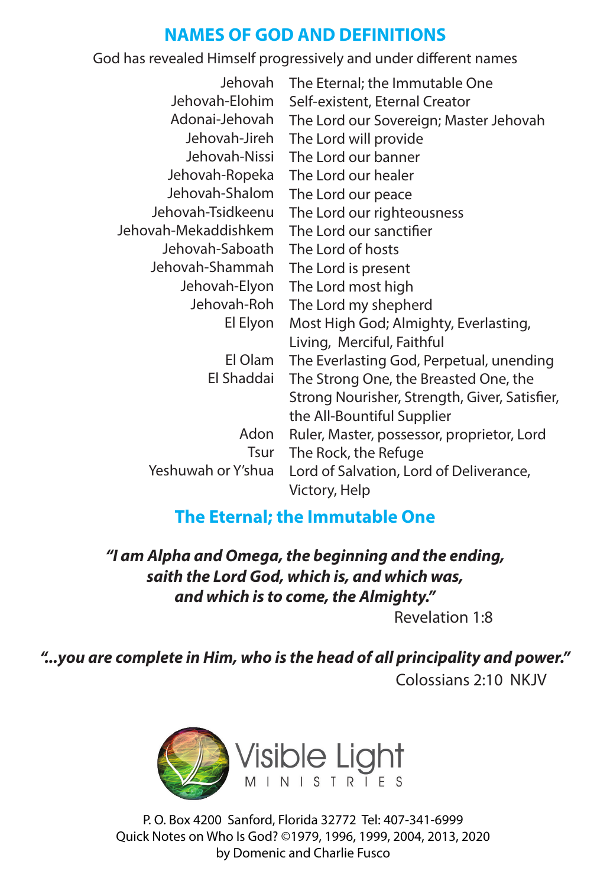## NAMES OF GOD AND DEFINITIONS

God has revealed Himself progressively and under different names

| | |
|---|---|
| Jehovah | The Eternal; the Immutable One |
| Jehovah-Elohim | Self-existent, Eternal Creator |
| Adonai-Jehovah | The Lord our Sovereign; Master Jehovah |
| Jehovah-Jireh | The Lord will provide |
| Jehovah-Nissi | The Lord our banner |
| Jehovah-Ropeka | The Lord our healer |
| Jehovah-Shalom | The Lord our peace |
| Jehovah-Tsidkeenu | The Lord our righteousness |
| Jehovah-Mekaddishkem | The Lord our sanctifier |
| Jehovah-Saboath | The Lord of hosts |
| Jehovah-Shammah | The Lord is present |
| Jehovah-Elyon | The Lord most high |
| Jehovah-Roh | The Lord my shepherd |
| El Elyon | Most High God; Almighty, Everlasting, Living, Merciful, Faithful |
| El Olam | The Everlasting God, Perpetual, unending |
| El Shaddai | The Strong One, the Breasted One, the Strong Nourisher, Strength, Giver, Satisfier, the All-Bountiful Supplier |
| Adon | Ruler, Master, possessor, proprietor, Lord |
| Tsur | The Rock, the Refuge |
| Yeshuwah or Y'shua | Lord of Salvation, Lord of Deliverance, Victory, Help |

## The Eternal; the Immutable One

***"I am Alpha and Omega, the beginning and the ending, saith the Lord God, which is, and which was, and which is to come, the Almighty."***

Revelation 1:8

***"...you are complete in Him, who is the head of all principality and power."***

Colossians 2:10 NKJV

Visible Light MINISTRIES

P. O. Box 4200 Sanford, Florida 32772 Tel: 407-341-6999
Quick Notes on Who Is God? ©1979, 1996, 1999, 2004, 2013, 2020
by Domenic and Charlie Fusco